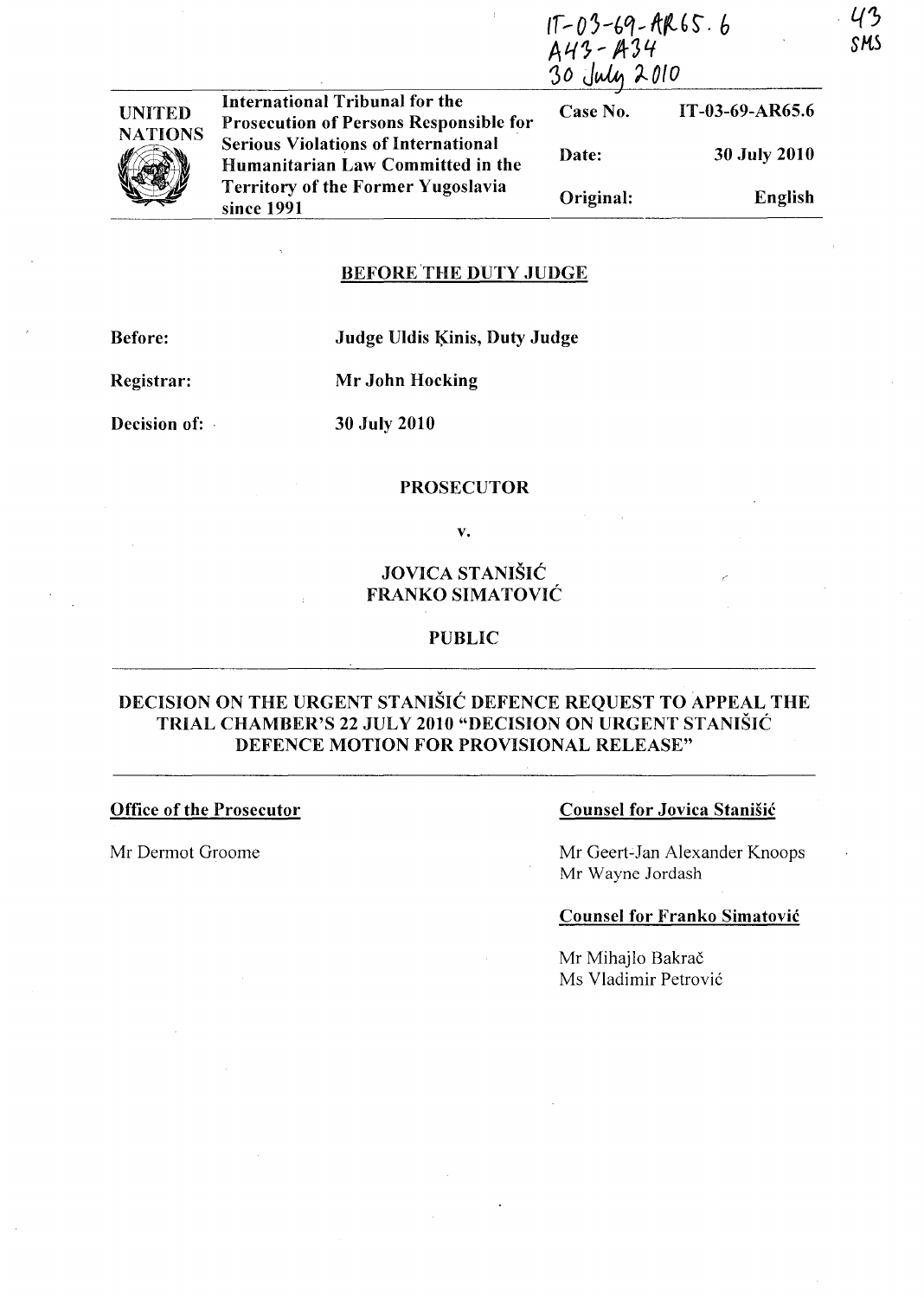IT-03-69-AR65.6
A43 - A34
30 July 2010

43
SMS

| UNITED NATIONS | International Tribunal for the Prosecution of Persons Responsible for Serious Violations of International Humanitarian Law Committed in the Territory of the Former Yugoslavia since 1991 | Case No. | IT-03-69-AR65.6 |
|---|---|---|---|
| | | Date: | 30 July 2010 |
| | | Original: | English |

**BEFORE THE DUTY JUDGE**

**Before:** Judge Uldis Ķinis, Duty Judge

**Registrar:** Mr John Hocking

**Decision of:** 30 July 2010

**PROSECUTOR**

**v.**

**JOVICA STANIŠIĆ**
**FRANKO SIMATOVIĆ**

**PUBLIC**

**DECISION ON THE URGENT STANIŠIĆ DEFENCE REQUEST TO APPEAL THE TRIAL CHAMBER'S 22 JULY 2010 "DECISION ON URGENT STANIŠIĆ DEFENCE MOTION FOR PROVISIONAL RELEASE"**

**Office of the Prosecutor**

Mr Dermot Groome

**Counsel for Jovica Stanišić**

Mr Geert-Jan Alexander Knoops
Mr Wayne Jordash

**Counsel for Franko Simatović**

Mr Mihajlo Bakrač
Ms Vladimir Petrović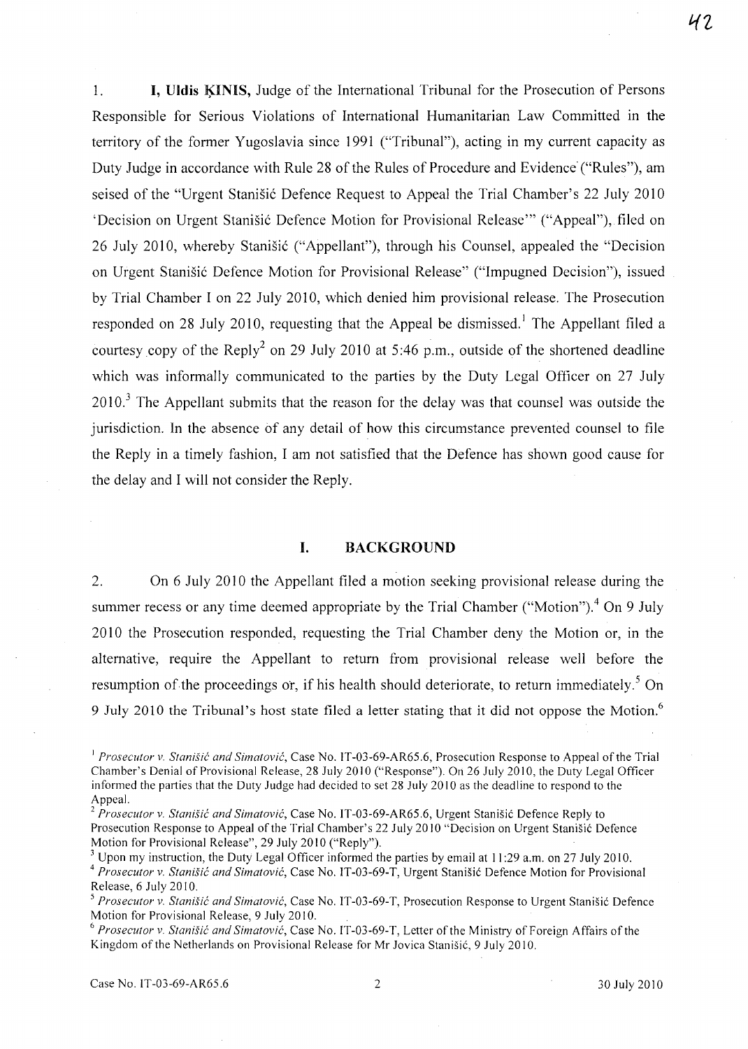1. **I, Uldis ĶINIS,** Judge of the International Tribunal for the Prosecution of Persons Responsible for Serious Violations of International Humanitarian Law Committed in the territory of the former Yugoslavia since 1991 ("Tribunal"), acting in my current capacity as Duty Judge in accordance with Rule 28 of the Rules of Procedure and Evidence ("Rules"), am seised of the "Urgent Stanišić Defence Request to Appeal the Trial Chamber's 22 July 2010 'Decision on Urgent Stanišić Defence Motion for Provisional Release'" ("Appeal"), filed on 26 July 2010, whereby Stanišić ("Appellant"), through his Counsel, appealed the "Decision on Urgent Stanišić Defence Motion for Provisional Release" ("Impugned Decision"), issued by Trial Chamber I on 22 July 2010, which denied him provisional release. The Prosecution responded on 28 July 2010, requesting that the Appeal be dismissed.[1] The Appellant filed a courtesy copy of the Reply[2] on 29 July 2010 at 5:46 p.m., outside of the shortened deadline which was informally communicated to the parties by the Duty Legal Officer on 27 July 2010.[3] The Appellant submits that the reason for the delay was that counsel was outside the jurisdiction. In the absence of any detail of how this circumstance prevented counsel to file the Reply in a timely fashion, I am not satisfied that the Defence has shown good cause for the delay and I will not consider the Reply.

## I. BACKGROUND

2. On 6 July 2010 the Appellant filed a motion seeking provisional release during the summer recess or any time deemed appropriate by the Trial Chamber ("Motion").[4] On 9 July 2010 the Prosecution responded, requesting the Trial Chamber deny the Motion or, in the alternative, require the Appellant to return from provisional release well before the resumption of the proceedings or, if his health should deteriorate, to return immediately.[5] On 9 July 2010 the Tribunal's host state filed a letter stating that it did not oppose the Motion.[6]

---

[1] *Prosecutor v. Stanišić and Simatović*, Case No. IT-03-69-AR65.6, Prosecution Response to Appeal of the Trial Chamber's Denial of Provisional Release, 28 July 2010 ("Response"). On 26 July 2010, the Duty Legal Officer informed the parties that the Duty Judge had decided to set 28 July 2010 as the deadline to respond to the Appeal.

[2] *Prosecutor v. Stanišić and Simatović*, Case No. IT-03-69-AR65.6, Urgent Stanišić Defence Reply to Prosecution Response to Appeal of the Trial Chamber's 22 July 2010 "Decision on Urgent Stanišić Defence Motion for Provisional Release", 29 July 2010 ("Reply").

[3] Upon my instruction, the Duty Legal Officer informed the parties by email at 11:29 a.m. on 27 July 2010.

[4] *Prosecutor v. Stanišić and Simatović*, Case No. IT-03-69-T, Urgent Stanišić Defence Motion for Provisional Release, 6 July 2010.

[5] *Prosecutor v. Stanišić and Simatović*, Case No. IT-03-69-T, Prosecution Response to Urgent Stanišić Defence Motion for Provisional Release, 9 July 2010.

[6] *Prosecutor v. Stanišić and Simatović*, Case No. IT-03-69-T, Letter of the Ministry of Foreign Affairs of the Kingdom of the Netherlands on Provisional Release for Mr Jovica Stanišić, 9 July 2010.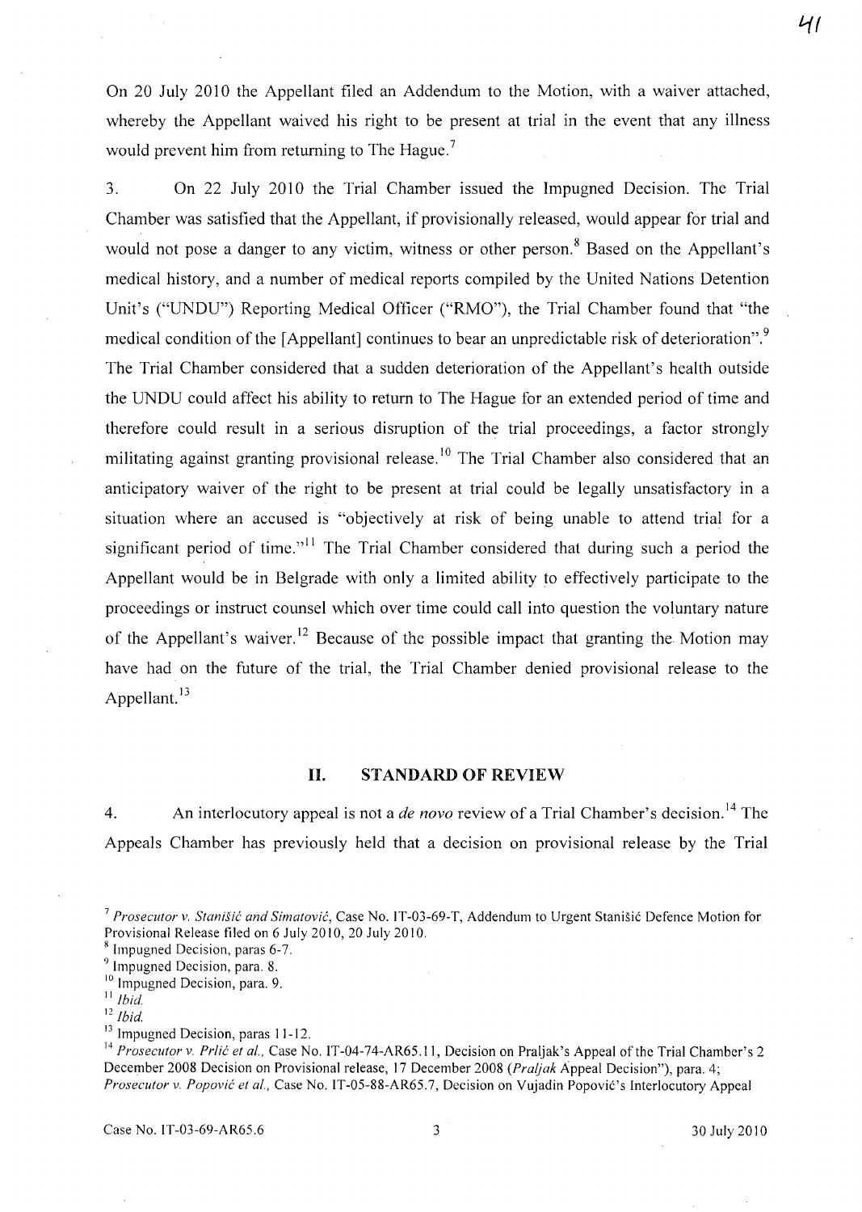On 20 July 2010 the Appellant filed an Addendum to the Motion, with a waiver attached, whereby the Appellant waived his right to be present at trial in the event that any illness would prevent him from returning to The Hague.[7]

3. On 22 July 2010 the Trial Chamber issued the Impugned Decision. The Trial Chamber was satisfied that the Appellant, if provisionally released, would appear for trial and would not pose a danger to any victim, witness or other person.[8] Based on the Appellant's medical history, and a number of medical reports compiled by the United Nations Detention Unit's ("UNDU") Reporting Medical Officer ("RMO"), the Trial Chamber found that "the medical condition of the [Appellant] continues to bear an unpredictable risk of deterioration".[9] The Trial Chamber considered that a sudden deterioration of the Appellant's health outside the UNDU could affect his ability to return to The Hague for an extended period of time and therefore could result in a serious disruption of the trial proceedings, a factor strongly militating against granting provisional release.[10] The Trial Chamber also considered that an anticipatory waiver of the right to be present at trial could be legally unsatisfactory in a situation where an accused is "objectively at risk of being unable to attend trial for a significant period of time."[11] The Trial Chamber considered that during such a period the Appellant would be in Belgrade with only a limited ability to effectively participate to the proceedings or instruct counsel which over time could call into question the voluntary nature of the Appellant's waiver.[12] Because of the possible impact that granting the Motion may have had on the future of the trial, the Trial Chamber denied provisional release to the Appellant.[13]

## II. STANDARD OF REVIEW

4. An interlocutory appeal is not a *de novo* review of a Trial Chamber's decision.[14] The Appeals Chamber has previously held that a decision on provisional release by the Trial

---

[7] *Prosecutor v. Stanišić and Simatović*, Case No. IT-03-69-T, Addendum to Urgent Stanišić Defence Motion for Provisional Release filed on 6 July 2010, 20 July 2010.

[8] Impugned Decision, paras 6-7.

[9] Impugned Decision, para. 8.

[10] Impugned Decision, para. 9.

[11] *Ibid.*

[12] *Ibid.*

[13] Impugned Decision, paras 11-12.

[14] *Prosecutor v. Prlić et al.*, Case No. IT-04-74-AR65.11, Decision on Praljak's Appeal of the Trial Chamber's 2 December 2008 Decision on Provisional release, 17 December 2008 (*Praljak* Appeal Decision"), para. 4; *Prosecutor v. Popović et al.*, Case No. IT-05-88-AR65.7, Decision on Vujadin Popović's Interlocutory Appeal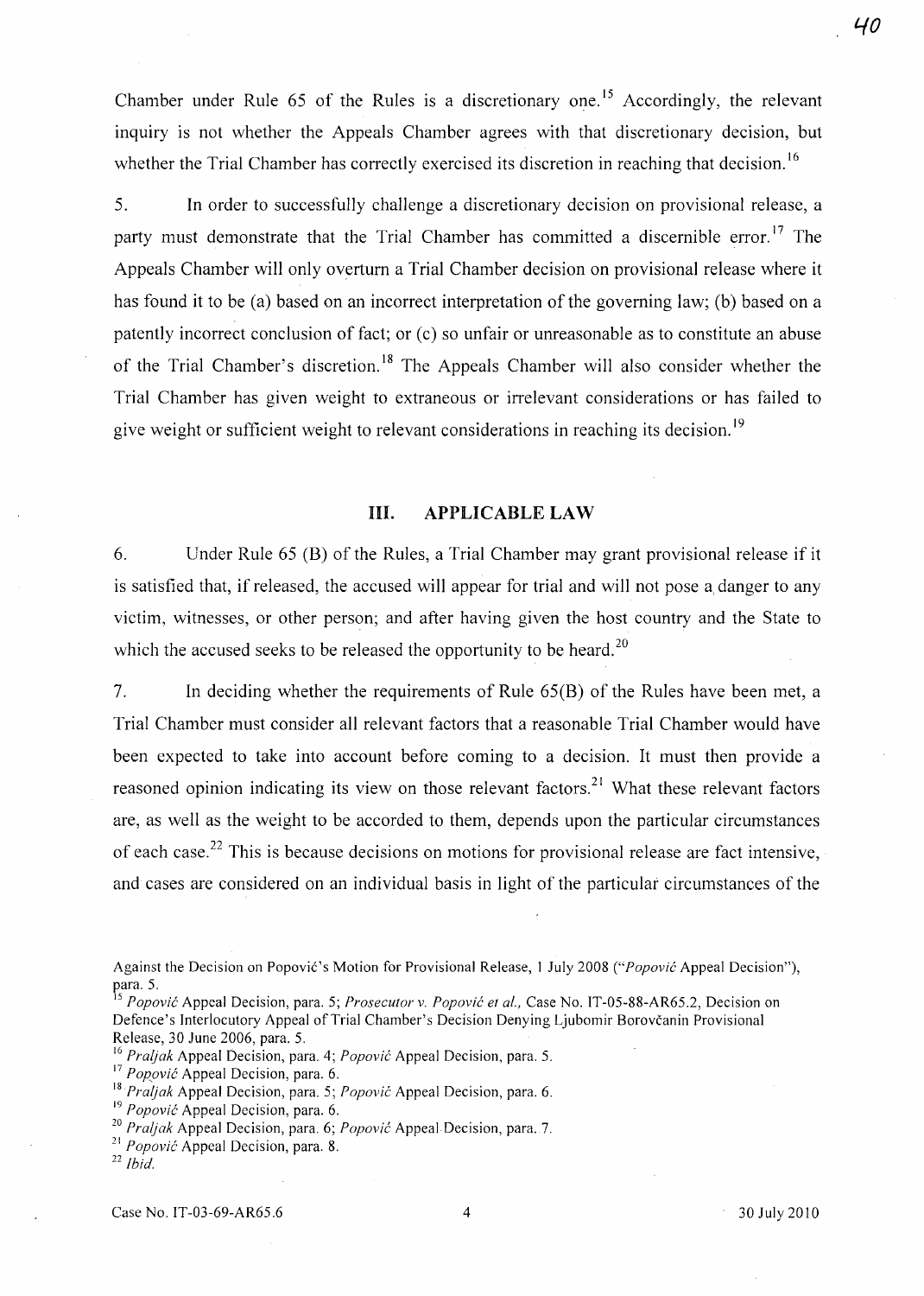Chamber under Rule 65 of the Rules is a discretionary one.[15] Accordingly, the relevant inquiry is not whether the Appeals Chamber agrees with that discretionary decision, but whether the Trial Chamber has correctly exercised its discretion in reaching that decision.[16]

5. In order to successfully challenge a discretionary decision on provisional release, a party must demonstrate that the Trial Chamber has committed a discernible error.[17] The Appeals Chamber will only overturn a Trial Chamber decision on provisional release where it has found it to be (a) based on an incorrect interpretation of the governing law; (b) based on a patently incorrect conclusion of fact; or (c) so unfair or unreasonable as to constitute an abuse of the Trial Chamber's discretion.[18] The Appeals Chamber will also consider whether the Trial Chamber has given weight to extraneous or irrelevant considerations or has failed to give weight or sufficient weight to relevant considerations in reaching its decision.[19]

## III. APPLICABLE LAW

6. Under Rule 65 (B) of the Rules, a Trial Chamber may grant provisional release if it is satisfied that, if released, the accused will appear for trial and will not pose a danger to any victim, witnesses, or other person; and after having given the host country and the State to which the accused seeks to be released the opportunity to be heard.[20]

7. In deciding whether the requirements of Rule 65(B) of the Rules have been met, a Trial Chamber must consider all relevant factors that a reasonable Trial Chamber would have been expected to take into account before coming to a decision. It must then provide a reasoned opinion indicating its view on those relevant factors.[21] What these relevant factors are, as well as the weight to be accorded to them, depends upon the particular circumstances of each case.[22] This is because decisions on motions for provisional release are fact intensive, and cases are considered on an individual basis in light of the particular circumstances of the

---

Against the Decision on Popović's Motion for Provisional Release, 1 July 2008 ("*Popović* Appeal Decision"), para. 5.

[15] *Popović* Appeal Decision, para. 5; *Prosecutor v. Popović et al.*, Case No. IT-05-88-AR65.2, Decision on Defence's Interlocutory Appeal of Trial Chamber's Decision Denying Ljubomir Borovčanin Provisional Release, 30 June 2006, para. 5.

[16] *Praljak* Appeal Decision, para. 4; *Popović* Appeal Decision, para. 5.

[17] *Popović* Appeal Decision, para. 6.

[18] *Praljak* Appeal Decision, para. 5; *Popović* Appeal Decision, para. 6.

[19] *Popović* Appeal Decision, para. 6.

[20] *Praljak* Appeal Decision, para. 6; *Popović* Appeal Decision, para. 7.

[21] *Popović* Appeal Decision, para. 8.

[22] *Ibid.*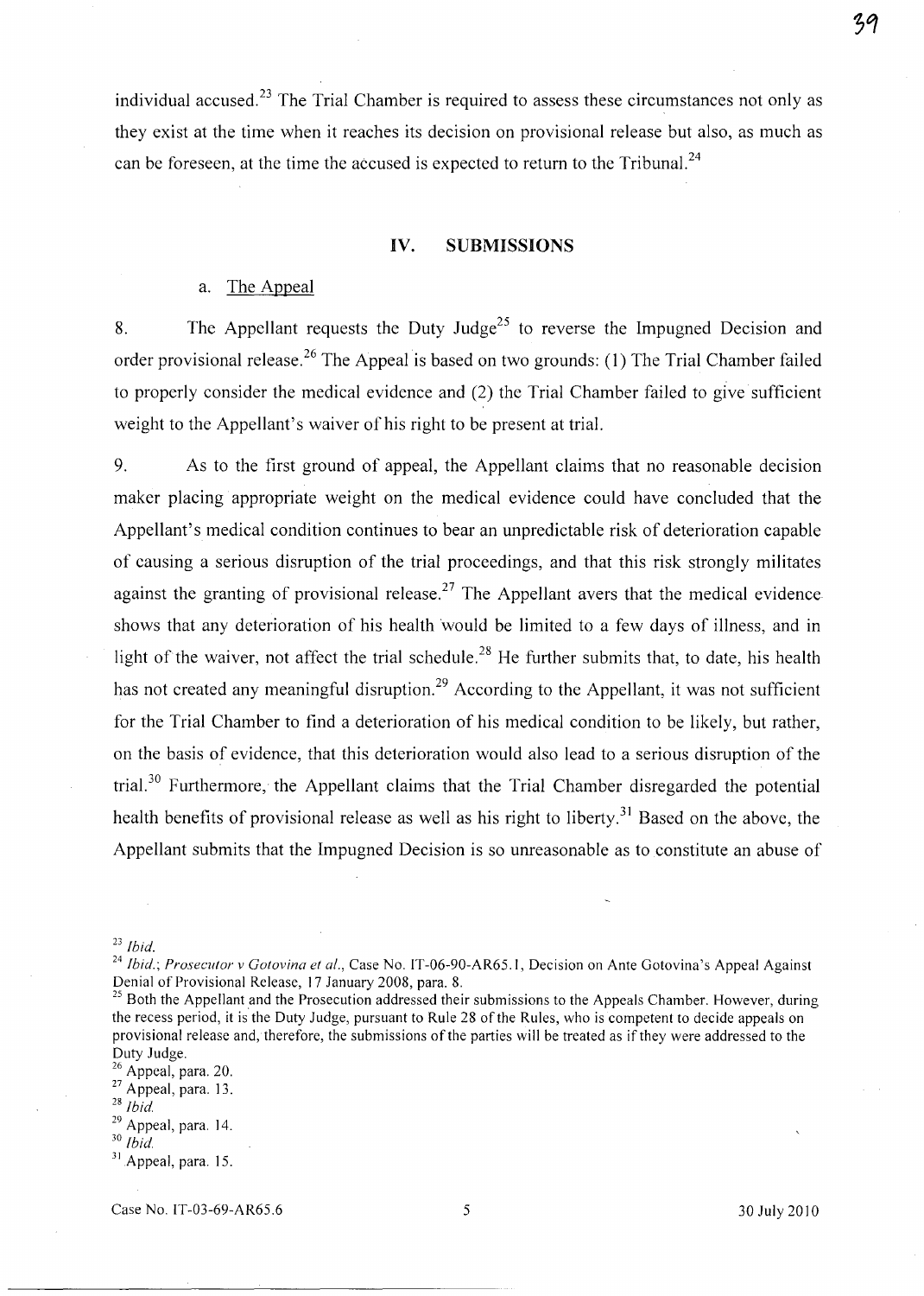individual accused.[23] The Trial Chamber is required to assess these circumstances not only as they exist at the time when it reaches its decision on provisional release but also, as much as can be foreseen, at the time the accused is expected to return to the Tribunal.[24]

## IV. SUBMISSIONS

### a. The Appeal

8. The Appellant requests the Duty Judge[25] to reverse the Impugned Decision and order provisional release.[26] The Appeal is based on two grounds: (1) The Trial Chamber failed to properly consider the medical evidence and (2) the Trial Chamber failed to give sufficient weight to the Appellant's waiver of his right to be present at trial.

9. As to the first ground of appeal, the Appellant claims that no reasonable decision maker placing appropriate weight on the medical evidence could have concluded that the Appellant's medical condition continues to bear an unpredictable risk of deterioration capable of causing a serious disruption of the trial proceedings, and that this risk strongly militates against the granting of provisional release.[27] The Appellant avers that the medical evidence shows that any deterioration of his health would be limited to a few days of illness, and in light of the waiver, not affect the trial schedule.[28] He further submits that, to date, his health has not created any meaningful disruption.[29] According to the Appellant, it was not sufficient for the Trial Chamber to find a deterioration of his medical condition to be likely, but rather, on the basis of evidence, that this deterioration would also lead to a serious disruption of the trial.[30] Furthermore, the Appellant claims that the Trial Chamber disregarded the potential health benefits of provisional release as well as his right to liberty.[31] Based on the above, the Appellant submits that the Impugned Decision is so unreasonable as to constitute an abuse of

---

[23] *Ibid.*

[24] *Ibid.*; *Prosecutor v Gotovina et al.*, Case No. IT-06-90-AR65.1, Decision on Ante Gotovina's Appeal Against Denial of Provisional Release, 17 January 2008, para. 8.

[25] Both the Appellant and the Prosecution addressed their submissions to the Appeals Chamber. However, during the recess period, it is the Duty Judge, pursuant to Rule 28 of the Rules, who is competent to decide appeals on provisional release and, therefore, the submissions of the parties will be treated as if they were addressed to the Duty Judge.

[26] Appeal, para. 20.

[27] Appeal, para. 13.

[28] *Ibid.*

[29] Appeal, para. 14.

[30] *Ibid.*

[31] Appeal, para. 15.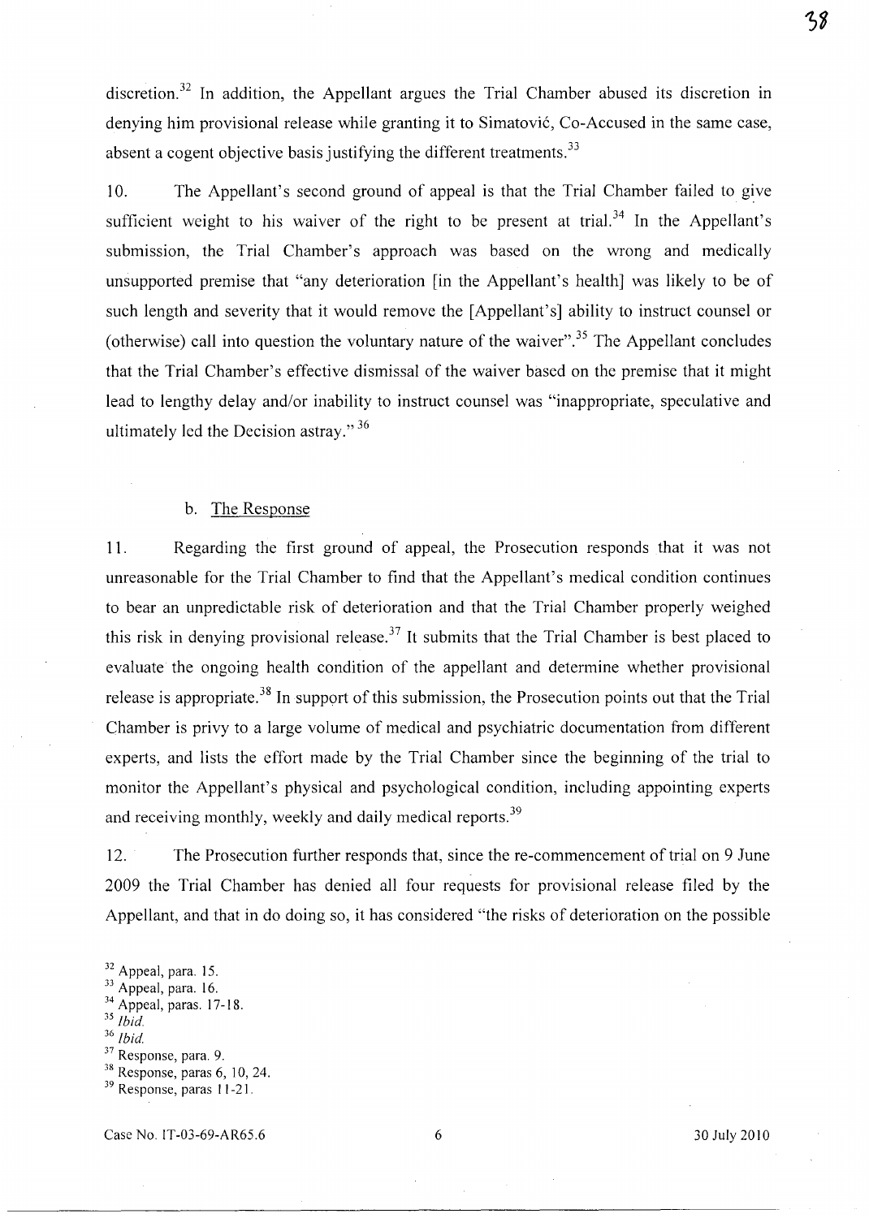discretion.[32] In addition, the Appellant argues the Trial Chamber abused its discretion in denying him provisional release while granting it to Simatović, Co-Accused in the same case, absent a cogent objective basis justifying the different treatments.[33]

10. The Appellant's second ground of appeal is that the Trial Chamber failed to give sufficient weight to his waiver of the right to be present at trial.[34] In the Appellant's submission, the Trial Chamber's approach was based on the wrong and medically unsupported premise that "any deterioration [in the Appellant's health] was likely to be of such length and severity that it would remove the [Appellant's] ability to instruct counsel or (otherwise) call into question the voluntary nature of the waiver".[35] The Appellant concludes that the Trial Chamber's effective dismissal of the waiver based on the premise that it might lead to lengthy delay and/or inability to instruct counsel was "inappropriate, speculative and ultimately led the Decision astray."[36]

### b. The Response

11. Regarding the first ground of appeal, the Prosecution responds that it was not unreasonable for the Trial Chamber to find that the Appellant's medical condition continues to bear an unpredictable risk of deterioration and that the Trial Chamber properly weighed this risk in denying provisional release.[37] It submits that the Trial Chamber is best placed to evaluate the ongoing health condition of the appellant and determine whether provisional release is appropriate.[38] In support of this submission, the Prosecution points out that the Trial Chamber is privy to a large volume of medical and psychiatric documentation from different experts, and lists the effort made by the Trial Chamber since the beginning of the trial to monitor the Appellant's physical and psychological condition, including appointing experts and receiving monthly, weekly and daily medical reports.[39]

12. The Prosecution further responds that, since the re-commencement of trial on 9 June 2009 the Trial Chamber has denied all four requests for provisional release filed by the Appellant, and that in do doing so, it has considered "the risks of deterioration on the possible

[32] Appeal, para. 15.
[33] Appeal, para. 16.
[34] Appeal, paras. 17-18.
[35] *Ibid.*
[36] *Ibid.*
[37] Response, para. 9.
[38] Response, paras 6, 10, 24.
[39] Response, paras 11-21.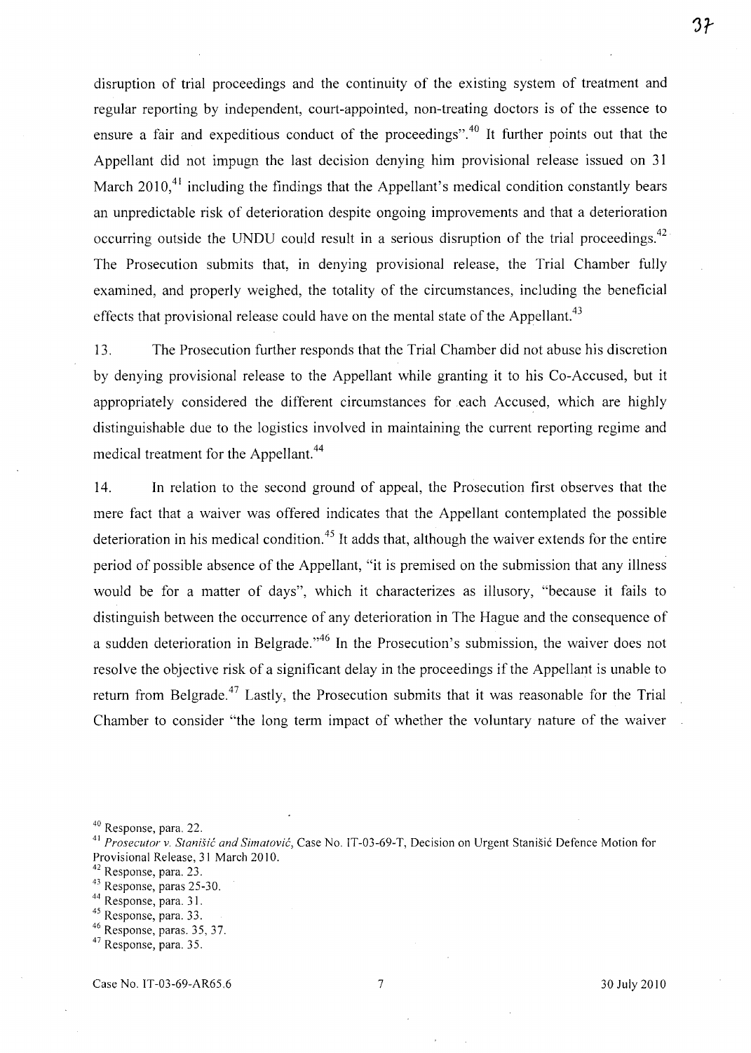disruption of trial proceedings and the continuity of the existing system of treatment and regular reporting by independent, court-appointed, non-treating doctors is of the essence to ensure a fair and expeditious conduct of the proceedings".[40] It further points out that the Appellant did not impugn the last decision denying him provisional release issued on 31 March 2010,[41] including the findings that the Appellant's medical condition constantly bears an unpredictable risk of deterioration despite ongoing improvements and that a deterioration occurring outside the UNDU could result in a serious disruption of the trial proceedings.[42] The Prosecution submits that, in denying provisional release, the Trial Chamber fully examined, and properly weighed, the totality of the circumstances, including the beneficial effects that provisional release could have on the mental state of the Appellant.[43]

13. The Prosecution further responds that the Trial Chamber did not abuse his discretion by denying provisional release to the Appellant while granting it to his Co-Accused, but it appropriately considered the different circumstances for each Accused, which are highly distinguishable due to the logistics involved in maintaining the current reporting regime and medical treatment for the Appellant.[44]

14. In relation to the second ground of appeal, the Prosecution first observes that the mere fact that a waiver was offered indicates that the Appellant contemplated the possible deterioration in his medical condition.[45] It adds that, although the waiver extends for the entire period of possible absence of the Appellant, "it is premised on the submission that any illness would be for a matter of days", which it characterizes as illusory, "because it fails to distinguish between the occurrence of any deterioration in The Hague and the consequence of a sudden deterioration in Belgrade."[46] In the Prosecution's submission, the waiver does not resolve the objective risk of a significant delay in the proceedings if the Appellant is unable to return from Belgrade.[47] Lastly, the Prosecution submits that it was reasonable for the Trial Chamber to consider "the long term impact of whether the voluntary nature of the waiver

---

[40] Response, para. 22.

[41] *Prosecutor v. Stanišić and Simatović*, Case No. IT-03-69-T, Decision on Urgent Stanišić Defence Motion for Provisional Release, 31 March 2010.

[42] Response, para. 23.

[43] Response, paras 25-30.

[44] Response, para. 31.

[45] Response, para. 33.

[46] Response, paras. 35, 37.

[47] Response, para. 35.

Case No. IT-03-69-AR65.6 30 July 2010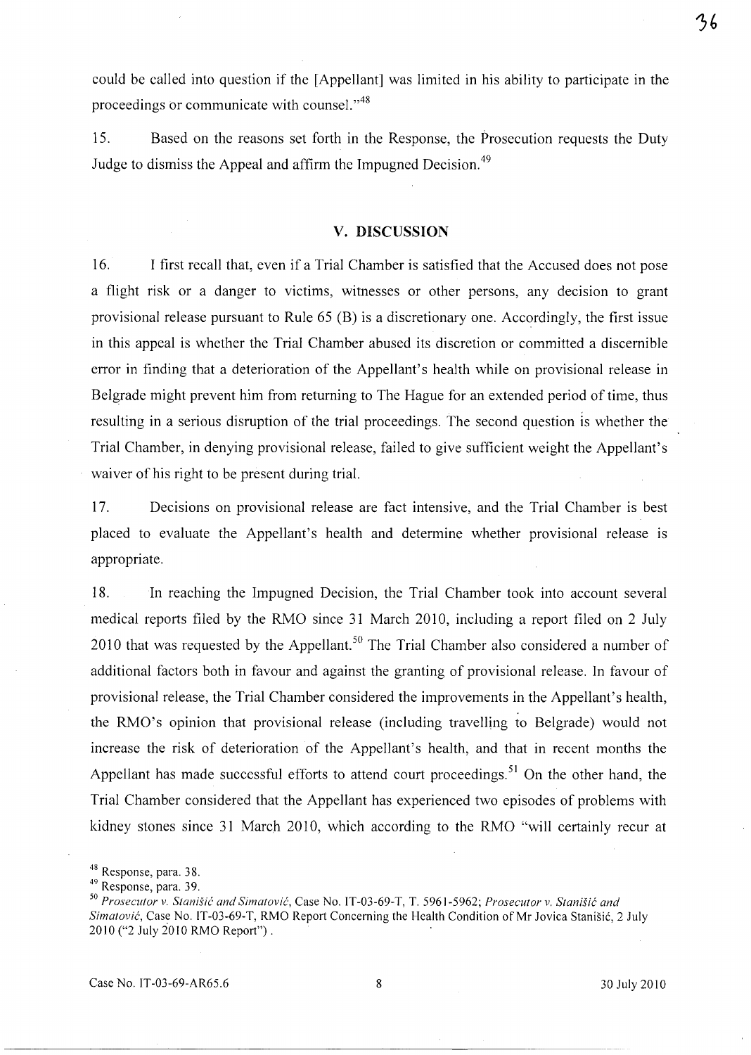could be called into question if the [Appellant] was limited in his ability to participate in the proceedings or communicate with counsel."[48]

15. Based on the reasons set forth in the Response, the Prosecution requests the Duty Judge to dismiss the Appeal and affirm the Impugned Decision.[49]

## V. DISCUSSION

16. I first recall that, even if a Trial Chamber is satisfied that the Accused does not pose a flight risk or a danger to victims, witnesses or other persons, any decision to grant provisional release pursuant to Rule 65 (B) is a discretionary one. Accordingly, the first issue in this appeal is whether the Trial Chamber abused its discretion or committed a discernible error in finding that a deterioration of the Appellant's health while on provisional release in Belgrade might prevent him from returning to The Hague for an extended period of time, thus resulting in a serious disruption of the trial proceedings. The second question is whether the Trial Chamber, in denying provisional release, failed to give sufficient weight the Appellant's waiver of his right to be present during trial.

17. Decisions on provisional release are fact intensive, and the Trial Chamber is best placed to evaluate the Appellant's health and determine whether provisional release is appropriate.

18. In reaching the Impugned Decision, the Trial Chamber took into account several medical reports filed by the RMO since 31 March 2010, including a report filed on 2 July 2010 that was requested by the Appellant.[50] The Trial Chamber also considered a number of additional factors both in favour and against the granting of provisional release. In favour of provisional release, the Trial Chamber considered the improvements in the Appellant's health, the RMO's opinion that provisional release (including travelling to Belgrade) would not increase the risk of deterioration of the Appellant's health, and that in recent months the Appellant has made successful efforts to attend court proceedings.[51] On the other hand, the Trial Chamber considered that the Appellant has experienced two episodes of problems with kidney stones since 31 March 2010, which according to the RMO "will certainly recur at

---

[48] Response, para. 38.

[49] Response, para. 39.

[50] *Prosecutor v. Stanišić and Simatović*, Case No. IT-03-69-T, T. 5961-5962; *Prosecutor v. Stanišić and Simatović*, Case No. IT-03-69-T, RMO Report Concerning the Health Condition of Mr Jovica Stanišić, 2 July 2010 ("2 July 2010 RMO Report").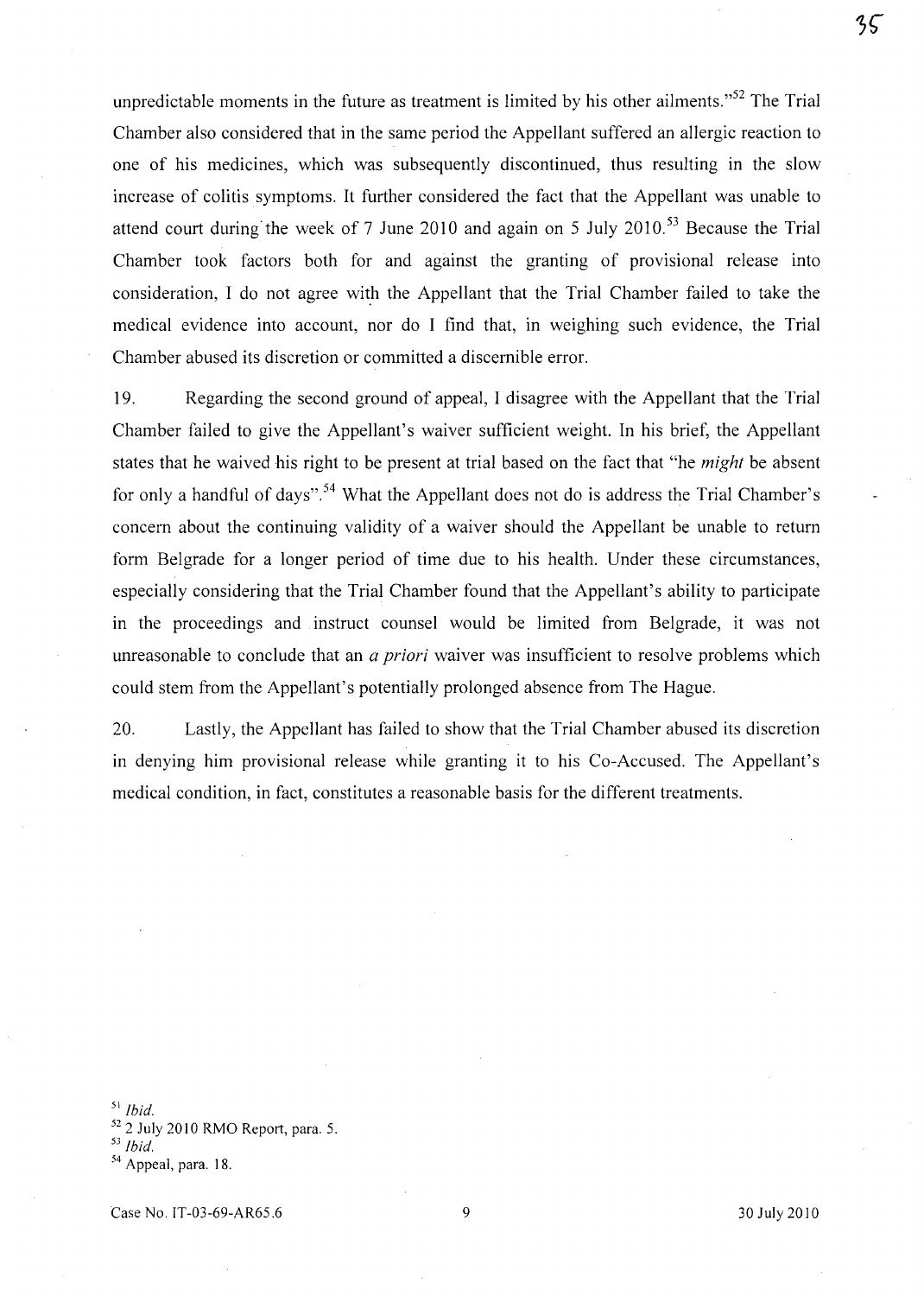unpredictable moments in the future as treatment is limited by his other ailments."[52] The Trial Chamber also considered that in the same period the Appellant suffered an allergic reaction to one of his medicines, which was subsequently discontinued, thus resulting in the slow increase of colitis symptoms. It further considered the fact that the Appellant was unable to attend court during the week of 7 June 2010 and again on 5 July 2010.[53] Because the Trial Chamber took factors both for and against the granting of provisional release into consideration, I do not agree with the Appellant that the Trial Chamber failed to take the medical evidence into account, nor do I find that, in weighing such evidence, the Trial Chamber abused its discretion or committed a discernible error.

19. Regarding the second ground of appeal, I disagree with the Appellant that the Trial Chamber failed to give the Appellant's waiver sufficient weight. In his brief, the Appellant states that he waived his right to be present at trial based on the fact that "he *might* be absent for only a handful of days".[54] What the Appellant does not do is address the Trial Chamber's concern about the continuing validity of a waiver should the Appellant be unable to return form Belgrade for a longer period of time due to his health. Under these circumstances, especially considering that the Trial Chamber found that the Appellant's ability to participate in the proceedings and instruct counsel would be limited from Belgrade, it was not unreasonable to conclude that an *a priori* waiver was insufficient to resolve problems which could stem from the Appellant's potentially prolonged absence from The Hague.

20. Lastly, the Appellant has failed to show that the Trial Chamber abused its discretion in denying him provisional release while granting it to his Co-Accused. The Appellant's medical condition, in fact, constitutes a reasonable basis for the different treatments.

[51] *Ibid.*
[52] 2 July 2010 RMO Report, para. 5.
[53] *Ibid.*
[54] Appeal, para. 18.

Case No. IT-03-69-AR65.6 30 July 2010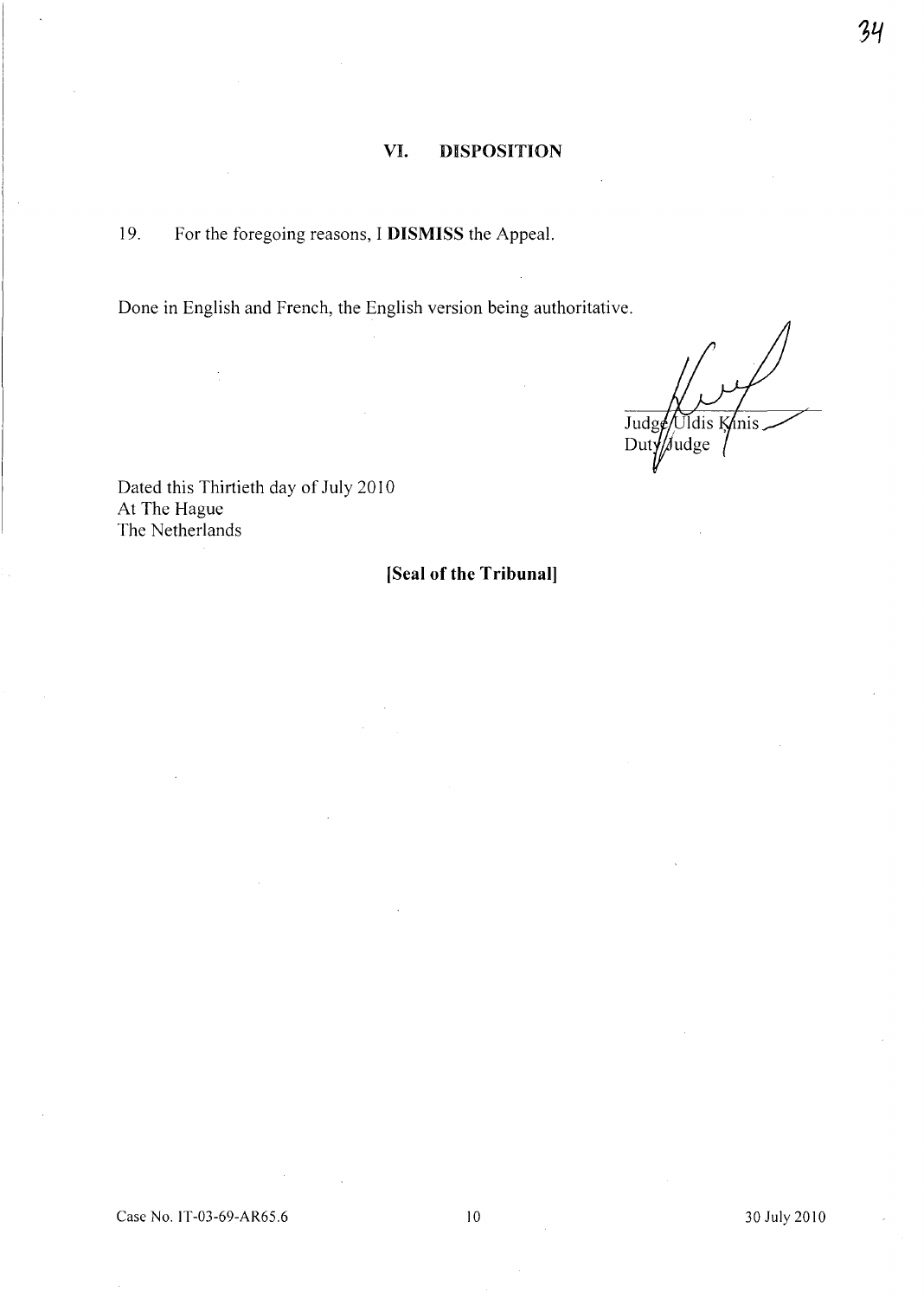## VI. DISPOSITION

19. For the foregoing reasons, I **DISMISS** the Appeal.

Done in English and French, the English version being authoritative.

Judge Uldis Ķinis
Duty Judge

Dated this Thirtieth day of July 2010
At The Hague
The Netherlands

**[Seal of the Tribunal]**